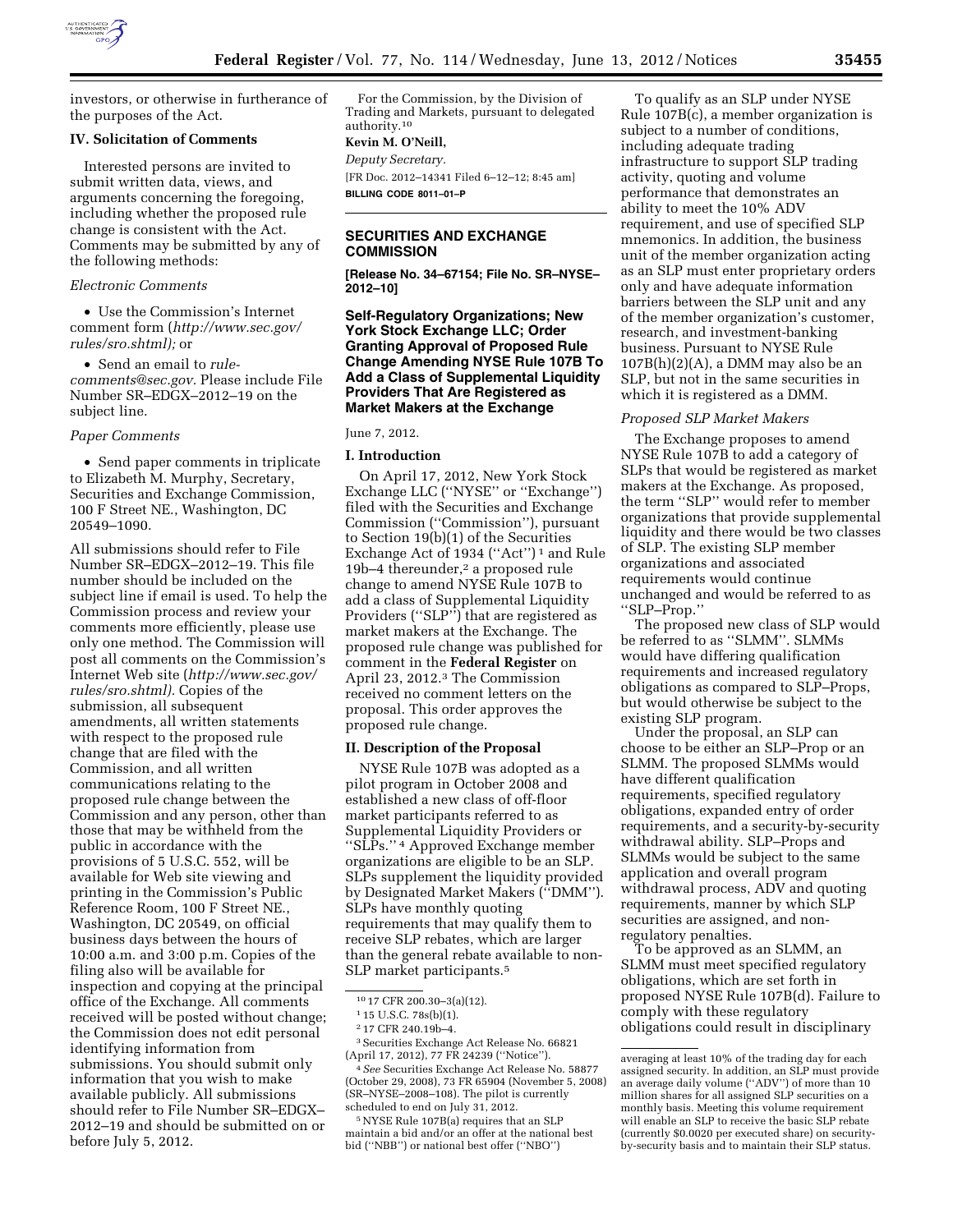investors, or otherwise in furtherance of the purposes of the Act.

### IV. Solicitation of Comments

Interested persons are invited to submit written data, views, and arguments concerning the foregoing, including whether the proposed rule change is consistent with the Act. Comments may be submitted by any of the following methods:

*Electronic Comments*

- Use the Commission's Internet comment form (*http://www.sec.gov/rules/sro.shtml);* or
- Send an email to *rule-comments@sec.gov.* Please include File Number SR–EDGX–2012–19 on the subject line.

*Paper Comments*

- Send paper comments in triplicate to Elizabeth M. Murphy, Secretary, Securities and Exchange Commission, 100 F Street NE., Washington, DC 20549–1090.

All submissions should refer to File Number SR–EDGX–2012–19. This file number should be included on the subject line if email is used. To help the Commission process and review your comments more efficiently, please use only one method. The Commission will post all comments on the Commission's Internet Web site (*http://www.sec.gov/rules/sro.shtml).* Copies of the submission, all subsequent amendments, all written statements with respect to the proposed rule change that are filed with the Commission, and all written communications relating to the proposed rule change between the Commission and any person, other than those that may be withheld from the public in accordance with the provisions of 5 U.S.C. 552, will be available for Web site viewing and printing in the Commission's Public Reference Room, 100 F Street NE., Washington, DC 20549, on official business days between the hours of 10:00 a.m. and 3:00 p.m. Copies of the filing also will be available for inspection and copying at the principal office of the Exchange. All comments received will be posted without change; the Commission does not edit personal identifying information from submissions. You should submit only information that you wish to make available publicly. All submissions should refer to File Number SR–EDGX–2012–19 and should be submitted on or before July 5, 2012.

For the Commission, by the Division of Trading and Markets, pursuant to delegated authority.[10]

**Kevin M. O'Neill,**

*Deputy Secretary.*

[FR Doc. 2012–14341 Filed 6–12–12; 8:45 am]

**BILLING CODE 8011–01–P**

---

## SECURITIES AND EXCHANGE COMMISSION

**[Release No. 34–67154; File No. SR–NYSE–2012–10]**

**Self-Regulatory Organizations; New York Stock Exchange LLC; Order Granting Approval of Proposed Rule Change Amending NYSE Rule 107B To Add a Class of Supplemental Liquidity Providers That Are Registered as Market Makers at the Exchange**

June 7, 2012.

### I. Introduction

On April 17, 2012, New York Stock Exchange LLC (''NYSE'' or ''Exchange'') filed with the Securities and Exchange Commission (''Commission''), pursuant to Section 19(b)(1) of the Securities Exchange Act of 1934 (''Act'')[1] and Rule 19b–4 thereunder,[2] a proposed rule change to amend NYSE Rule 107B to add a class of Supplemental Liquidity Providers (''SLP'') that are registered as market makers at the Exchange. The proposed rule change was published for comment in the **Federal Register** on April 23, 2012.[3] The Commission received no comment letters on the proposal. This order approves the proposed rule change.

### II. Description of the Proposal

NYSE Rule 107B was adopted as a pilot program in October 2008 and established a new class of off-floor market participants referred to as Supplemental Liquidity Providers or ''SLPs.''[4] Approved Exchange member organizations are eligible to be an SLP. SLPs supplement the liquidity provided by Designated Market Makers (''DMM''). SLPs have monthly quoting requirements that may qualify them to receive SLP rebates, which are larger than the general rebate available to non-SLP market participants.[5]

To qualify as an SLP under NYSE Rule 107B(c), a member organization is subject to a number of conditions, including adequate trading infrastructure to support SLP trading activity, quoting and volume performance that demonstrates an ability to meet the 10% ADV requirement, and use of specified SLP mnemonics. In addition, the business unit of the member organization acting as an SLP must enter proprietary orders only and have adequate information barriers between the SLP unit and any of the member organization's customer, research, and investment-banking business. Pursuant to NYSE Rule 107B(h)(2)(A), a DMM may also be an SLP, but not in the same securities in which it is registered as a DMM.

*Proposed SLP Market Makers*

The Exchange proposes to amend NYSE Rule 107B to add a category of SLPs that would be registered as market makers at the Exchange. As proposed, the term ''SLP'' would refer to member organizations that provide supplemental liquidity and there would be two classes of SLP. The existing SLP member organizations and associated requirements would continue unchanged and would be referred to as ''SLP–Prop.''

The proposed new class of SLP would be referred to as ''SLMM''. SLMMs would have differing qualification requirements and increased regulatory obligations as compared to SLP–Props, but would otherwise be subject to the existing SLP program.

Under the proposal, an SLP can choose to be either an SLP–Prop or an SLMM. The proposed SLMMs would have different qualification requirements, specified regulatory obligations, expanded entry of order requirements, and a security-by-security withdrawal ability. SLP–Props and SLMMs would be subject to the same application and overall program withdrawal process, ADV and quoting requirements, manner by which SLP securities are assigned, and non-regulatory penalties.

To be approved as an SLMM, an SLMM must meet specified regulatory obligations, which are set forth in proposed NYSE Rule 107B(d). Failure to comply with these regulatory obligations could result in disciplinary

---

[10] 17 CFR 200.30–3(a)(12).

[1] 15 U.S.C. 78s(b)(1).

[2] 17 CFR 240.19b–4.

[3] Securities Exchange Act Release No. 66821 (April 17, 2012), 77 FR 24239 (''Notice'').

[4] *See* Securities Exchange Act Release No. 58877 (October 29, 2008), 73 FR 65904 (November 5, 2008) (SR–NYSE–2008–108). The pilot is currently scheduled to end on July 31, 2012.

[5] NYSE Rule 107B(a) requires that an SLP maintain a bid and/or an offer at the national best bid (''NBB'') or national best offer (''NBO'') averaging at least 10% of the trading day for each assigned security. In addition, an SLP must provide an average daily volume (''ADV'') of more than 10 million shares for all assigned SLP securities on a monthly basis. Meeting this volume requirement will enable an SLP to receive the basic SLP rebate (currently $0.0020 per executed share) on security-by-security basis and to maintain their SLP status.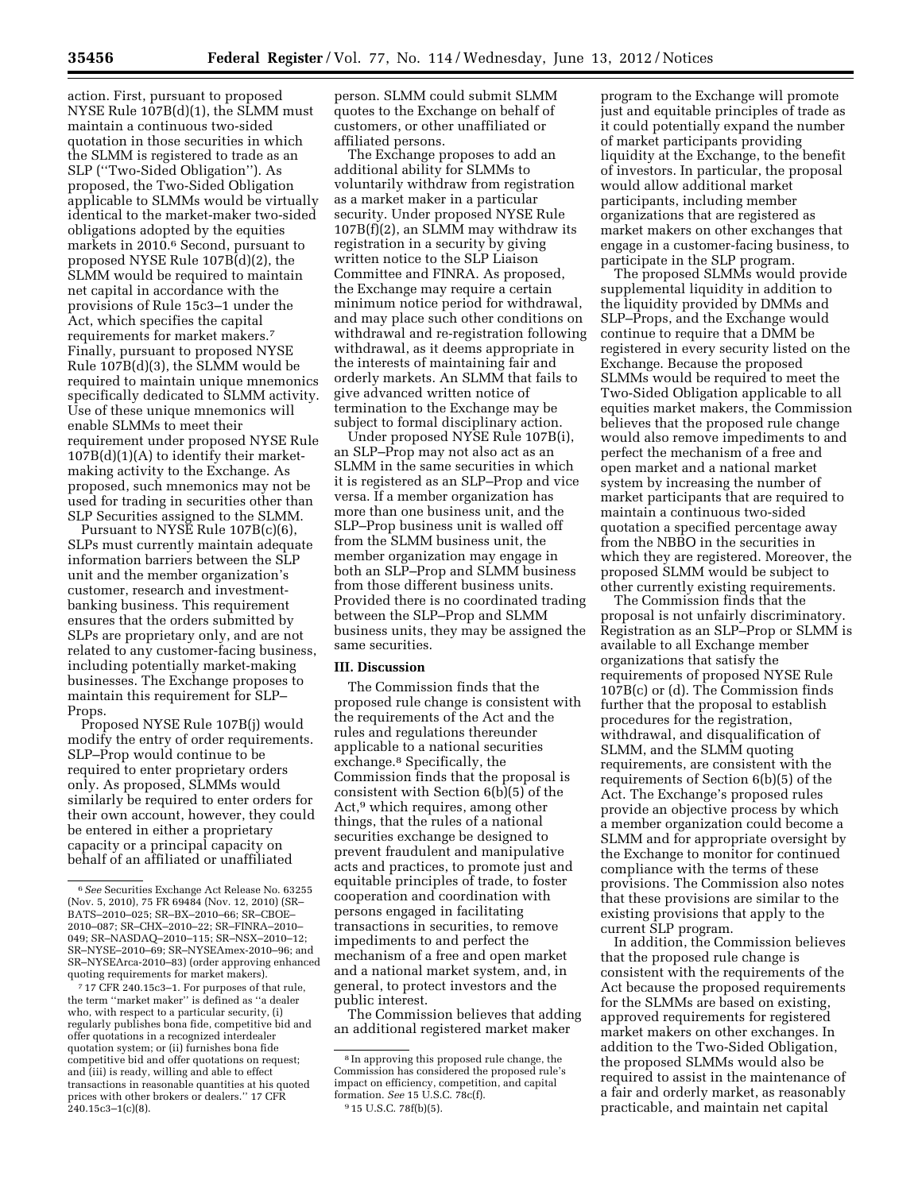action. First, pursuant to proposed NYSE Rule 107B(d)(1), the SLMM must maintain a continuous two-sided quotation in those securities in which the SLMM is registered to trade as an SLP (''Two-Sided Obligation''). As proposed, the Two-Sided Obligation applicable to SLMMs would be virtually identical to the market-maker two-sided obligations adopted by the equities markets in 2010.[6] Second, pursuant to proposed NYSE Rule 107B(d)(2), the SLMM would be required to maintain net capital in accordance with the provisions of Rule 15c3–1 under the Act, which specifies the capital requirements for market makers.[7] Finally, pursuant to proposed NYSE Rule 107B(d)(3), the SLMM would be required to maintain unique mnemonics specifically dedicated to SLMM activity. Use of these unique mnemonics will enable SLMMs to meet their requirement under proposed NYSE Rule 107B(d)(1)(A) to identify their market-making activity to the Exchange. As proposed, such mnemonics may not be used for trading in securities other than SLP Securities assigned to the SLMM.

Pursuant to NYSE Rule 107B(c)(6), SLPs must currently maintain adequate information barriers between the SLP unit and the member organization's customer, research and investment-banking business. This requirement ensures that the orders submitted by SLPs are proprietary only, and are not related to any customer-facing business, including potentially market-making businesses. The Exchange proposes to maintain this requirement for SLP–Props.

Proposed NYSE Rule 107B(j) would modify the entry of order requirements. SLP–Prop would continue to be required to enter proprietary orders only. As proposed, SLMMs would similarly be required to enter orders for their own account, however, they could be entered in either a proprietary capacity or a principal capacity on behalf of an affiliated or unaffiliated person. SLMM could submit SLMM quotes to the Exchange on behalf of customers, or other unaffiliated or affiliated persons.

The Exchange proposes to add an additional ability for SLMMs to voluntarily withdraw from registration as a market maker in a particular security. Under proposed NYSE Rule 107B(f)(2), an SLMM may withdraw its registration in a security by giving written notice to the SLP Liaison Committee and FINRA. As proposed, the Exchange may require a certain minimum notice period for withdrawal, and may place such other conditions on withdrawal and re-registration following withdrawal, as it deems appropriate in the interests of maintaining fair and orderly markets. An SLMM that fails to give advanced written notice of termination to the Exchange may be subject to formal disciplinary action.

Under proposed NYSE Rule 107B(i), an SLP–Prop may not also act as an SLMM in the same securities in which it is registered as an SLP–Prop and vice versa. If a member organization has more than one business unit, and the SLP–Prop business unit is walled off from the SLMM business unit, the member organization may engage in both an SLP–Prop and SLMM business from those different business units. Provided there is no coordinated trading between the SLP–Prop and SLMM business units, they may be assigned the same securities.

## III. Discussion

The Commission finds that the proposed rule change is consistent with the requirements of the Act and the rules and regulations thereunder applicable to a national securities exchange.[8] Specifically, the Commission finds that the proposal is consistent with Section 6(b)(5) of the Act,[9] which requires, among other things, that the rules of a national securities exchange be designed to prevent fraudulent and manipulative acts and practices, to promote just and equitable principles of trade, to foster cooperation and coordination with persons engaged in facilitating transactions in securities, to remove impediments to and perfect the mechanism of a free and open market and a national market system, and, in general, to protect investors and the public interest.

The Commission believes that adding an additional registered market maker program to the Exchange will promote just and equitable principles of trade as it could potentially expand the number of market participants providing liquidity at the Exchange, to the benefit of investors. In particular, the proposal would allow additional market participants, including member organizations that are registered as market makers on other exchanges that engage in a customer-facing business, to participate in the SLP program.

The proposed SLMMs would provide supplemental liquidity in addition to the liquidity provided by DMMs and SLP–Props, and the Exchange would continue to require that a DMM be registered in every security listed on the Exchange. Because the proposed SLMMs would be required to meet the Two-Sided Obligation applicable to all equities market makers, the Commission believes that the proposed rule change would also remove impediments to and perfect the mechanism of a free and open market and a national market system by increasing the number of market participants that are required to maintain a continuous two-sided quotation a specified percentage away from the NBBO in the securities in which they are registered. Moreover, the proposed SLMM would be subject to other currently existing requirements.

The Commission finds that the proposal is not unfairly discriminatory. Registration as an SLP–Prop or SLMM is available to all Exchange member organizations that satisfy the requirements of proposed NYSE Rule 107B(c) or (d). The Commission finds further that the proposal to establish procedures for the registration, withdrawal, and disqualification of SLMM, and the SLMM quoting requirements, are consistent with the requirements of Section 6(b)(5) of the Act. The Exchange's proposed rules provide an objective process by which a member organization could become a SLMM and for appropriate oversight by the Exchange to monitor for continued compliance with the terms of these provisions. The Commission also notes that these provisions are similar to the existing provisions that apply to the current SLP program.

In addition, the Commission believes that the proposed rule change is consistent with the requirements of the Act because the proposed requirements for the SLMMs are based on existing, approved requirements for registered market makers on other exchanges. In addition to the Two-Sided Obligation, the proposed SLMMs would also be required to assist in the maintenance of a fair and orderly market, as reasonably practicable, and maintain net capital

---

[6] *See* Securities Exchange Act Release No. 63255 (Nov. 5, 2010), 75 FR 69484 (Nov. 12, 2010) (SR–BATS–2010–025; SR–BX–2010–66; SR–CBOE–2010–087; SR–CHX–2010–22; SR–FINRA–2010–049; SR–NASDAQ–2010–115; SR–NSX–2010–12; SR–NYSE–2010–69; SR–NYSEAmex-2010–96; and SR–NYSEArca-2010–83) (order approving enhanced quoting requirements for market makers).

[7] 17 CFR 240.15c3–1. For purposes of that rule, the term ''market maker'' is defined as ''a dealer who, with respect to a particular security, (i) regularly publishes bona fide, competitive bid and offer quotations in a recognized interdealer quotation system; or (ii) furnishes bona fide competitive bid and offer quotations on request; and (iii) is ready, willing and able to effect transactions in reasonable quantities at his quoted prices with other brokers or dealers.'' 17 CFR 240.15c3–1(c)(8).

[8] In approving this proposed rule change, the Commission has considered the proposed rule's impact on efficiency, competition, and capital formation. *See* 15 U.S.C. 78c(f).

[9] 15 U.S.C. 78f(b)(5).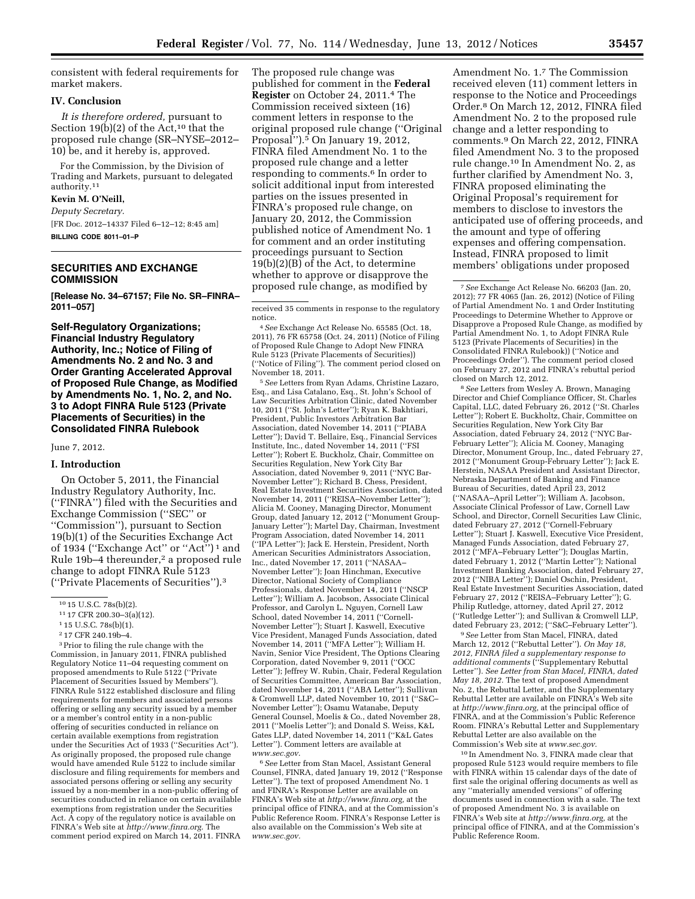consistent with federal requirements for market makers.

### IV. Conclusion

*It is therefore ordered,* pursuant to Section 19(b)(2) of the Act,[10] that the proposed rule change (SR–NYSE–2012–10) be, and it hereby is, approved.

For the Commission, by the Division of Trading and Markets, pursuant to delegated authority.[11]

**Kevin M. O'Neill,**

*Deputy Secretary.*

[FR Doc. 2012–14337 Filed 6–12–12; 8:45 am]

**BILLING CODE 8011–01–P**

[10] 15 U.S.C. 78s(b)(2).

[11] 17 CFR 200.30–3(a)(12).

## SECURITIES AND EXCHANGE COMMISSION

**[Release No. 34–67157; File No. SR–FINRA–2011–057]**

## Self-Regulatory Organizations; Financial Industry Regulatory Authority, Inc.; Notice of Filing of Amendments No. 2 and No. 3 and Order Granting Accelerated Approval of Proposed Rule Change, as Modified by Amendments No. 1, No. 2, and No. 3 to Adopt FINRA Rule 5123 (Private Placements of Securities) in the Consolidated FINRA Rulebook

June 7, 2012.

### I. Introduction

On October 5, 2011, the Financial Industry Regulatory Authority, Inc. (''FINRA'') filed with the Securities and Exchange Commission (''SEC'' or ''Commission''), pursuant to Section 19(b)(1) of the Securities Exchange Act of 1934 (''Exchange Act'' or ''Act'')[1] and Rule 19b–4 thereunder,[2] a proposed rule change to adopt FINRA Rule 5123 (''Private Placements of Securities'').[3] The proposed rule change was published for comment in the **Federal Register** on October 24, 2011.[4] The Commission received sixteen (16) comment letters in response to the original proposed rule change (''Original Proposal'').[5] On January 19, 2012, FINRA filed Amendment No. 1 to the proposed rule change and a letter responding to comments.[6] In order to solicit additional input from interested parties on the issues presented in FINRA's proposed rule change, on January 20, 2012, the Commission published notice of Amendment No. 1 for comment and an order instituting proceedings pursuant to Section 19(b)(2)(B) of the Act, to determine whether to approve or disapprove the proposed rule change, as modified by Amendment No. 1.[7] The Commission received eleven (11) comment letters in response to the Notice and Proceedings Order.[8] On March 12, 2012, FINRA filed Amendment No. 2 to the proposed rule change and a letter responding to comments.[9] On March 22, 2012, FINRA filed Amendment No. 3 to the proposed rule change.[10] In Amendment No. 2, as further clarified by Amendment No. 3, FINRA proposed eliminating the Original Proposal's requirement for members to disclose to investors the anticipated use of offering proceeds, and the amount and type of offering expenses and offering compensation. Instead, FINRA proposed to limit members' obligations under proposed

[1] 15 U.S.C. 78s(b)(1).

[2] 17 CFR 240.19b–4.

[3] Prior to filing the rule change with the Commission, in January 2011, FINRA published Regulatory Notice 11–04 requesting comment on proposed amendments to Rule 5122 (''Private Placement of Securities Issued by Members''). FINRA Rule 5122 established disclosure and filing requirements for members and associated persons offering or selling any security issued by a member or a member's control entity in a non-public offering of securities conducted in reliance on certain available exemptions from registration under the Securities Act of 1933 (''Securities Act''). As originally proposed, the proposed rule change would have amended Rule 5122 to include similar disclosure and filing requirements for members and associated persons offering or selling any security issued by a non-member in a non-public offering of securities conducted in reliance on certain available exemptions from registration under the Securities Act. A copy of the regulatory notice is available on FINRA's Web site at *http://www.finra.org.* The comment period expired on March 14, 2011. FINRA received 35 comments in response to the regulatory notice.

[4] *See* Exchange Act Release No. 65585 (Oct. 18, 2011), 76 FR 65758 (Oct. 24, 2011) (Notice of Filing of Proposed Rule Change to Adopt New FINRA Rule 5123 (Private Placements of Securities)) (''Notice of Filing''). The comment period closed on November 18, 2011.

[5] *See* Letters from Ryan Adams, Christine Lazaro, Esq., and Lisa Catalano, Esq., St. John's School of Law Securities Arbitration Clinic, dated November 10, 2011 (''St. John's Letter''); Ryan K. Bakhtiari, President, Public Investors Arbitration Bar Association, dated November 14, 2011 (''PIABA Letter''); David T. Bellaire, Esq., Financial Services Institute, Inc., dated November 14, 2011 (''FSI Letter''); Robert E. Buckholz, Chair, Committee on Securities Regulation, New York City Bar Association, dated November 9, 2011 (''NYC Bar-November Letter''); Richard B. Chess, President, Real Estate Investment Securities Association, dated November 14, 2011 (''REISA–November Letter''); Alicia M. Cooney, Managing Director, Monument Group, dated January 12, 2012 (''Monument Group-January Letter''); Martel Day, Chairman, Investment Program Association, dated November 14, 2011 (''IPA Letter''); Jack E. Herstein, President, North American Securities Administrators Association, Inc., dated November 17, 2011 (''NASAA–November Letter''); Joan Hinchman, Executive Director, National Society of Compliance Professionals, dated November 14, 2011 (''NSCP Letter''); William A. Jacobson, Associate Clinical Professor, and Carolyn L. Nguyen, Cornell Law School, dated November 14, 2011 (''Cornell-November Letter''); Stuart J. Kaswell, Executive Vice President, Managed Funds Association, dated November 14, 2011 (''MFA Letter''); William H. Navin, Senior Vice President, The Options Clearing Corporation, dated November 9, 2011 (''OCC Letter''); Jeffrey W. Rubin, Chair, Federal Regulation of Securities Committee, American Bar Association, dated November 14, 2011 (''ABA Letter''); Sullivan & Cromwell LLP, dated November 10, 2011 (''S&C–November Letter''); Osamu Watanabe, Deputy General Counsel, Moelis & Co., dated November 28, 2011 (''Moelis Letter''); and Donald S. Weiss, K&L Gates LLP, dated November 14, 2011 (''K&L Gates Letter''). Comment letters are available at *www.sec.gov.*

[6] *See* Letter from Stan Macel, Assistant General Counsel, FINRA, dated January 19, 2012 (''Response Letter''). The text of proposed Amendment No. 1 and FINRA's Response Letter are available on FINRA's Web site at *http://www.finra.org,* at the principal office of FINRA, and at the Commission's Public Reference Room. FINRA's Response Letter is also available on the Commission's Web site at *www.sec.gov.*

[7] *See* Exchange Act Release No. 66203 (Jan. 20, 2012); 77 FR 4065 (Jan. 26, 2012) (Notice of Filing of Partial Amendment No. 1 and Order Instituting Proceedings to Determine Whether to Approve or Disapprove a Proposed Rule Change, as modified by Partial Amendment No. 1, to Adopt FINRA Rule 5123 (Private Placements of Securities) in the Consolidated FINRA Rulebook)) (''Notice and Proceedings Order''). The comment period closed on February 27, 2012 and FINRA's rebuttal period closed on March 12, 2012.

[8] *See* Letters from Wesley A. Brown, Managing Director and Chief Compliance Officer, St. Charles Capital, LLC, dated February 26, 2012 (''St. Charles Letter''); Robert E. Buckholtz, Chair, Committee on Securities Regulation, New York City Bar Association, dated February 24, 2012 (''NYC Bar-February Letter''); Alicia M. Cooney, Managing Director, Monument Group, Inc., dated February 27, 2012 (''Monument Group-February Letter''); Jack E. Herstein, NASAA President and Assistant Director, Nebraska Department of Banking and Finance Bureau of Securities, dated April 23, 2012 (''NASAA–April Letter''); William A. Jacobson, Associate Clinical Professor of Law, Cornell Law School, and Director, Cornell Securities Law Clinic, dated February 27, 2012 (''Cornell-February Letter''); Stuart J. Kaswell, Executive Vice President, Managed Funds Association, dated February 27, 2012 (''MFA–February Letter''); Douglas Martin, dated February 1, 2012 (''Martin Letter''); National Investment Banking Association, dated February 27, 2012 (''NIBA Letter''); Daniel Oschin, President, Real Estate Investment Securities Association, dated February 27, 2012 (''REISA–February Letter''); G. Philip Rutledge, attorney, dated April 27, 2012 (''Rutledge Letter''); and Sullivan & Cromwell LLP, dated February 23, 2012; (''S&C–February Letter'').

[9] *See* Letter from Stan Macel, FINRA, dated March 12, 2012 (''Rebuttal Letter''). *On May 18, 2012, FINRA filed a supplementary response to additional comments* (''Supplementary Rebuttal Letter''). *See Letter from Stan Macel, FINRA, dated May 18, 2012.* The text of proposed Amendment No. 2, the Rebuttal Letter, and the Supplementary Rebuttal Letter are available on FINRA's Web site at *http://www.finra.org,* at the principal office of FINRA, and at the Commission's Public Reference Room. FINRA's Rebuttal Letter and Supplementary Rebuttal Letter are also available on the Commission's Web site at *www.sec.gov.*

[10] In Amendment No. 3, FINRA made clear that proposed Rule 5123 would require members to file with FINRA within 15 calendar days of the date of first sale the original offering documents as well as any ''materially amended versions'' of offering documents used in connection with a sale. The text of proposed Amendment No. 3 is available on FINRA's Web site at *http://www.finra.org,* at the principal office of FINRA, and at the Commission's Public Reference Room.